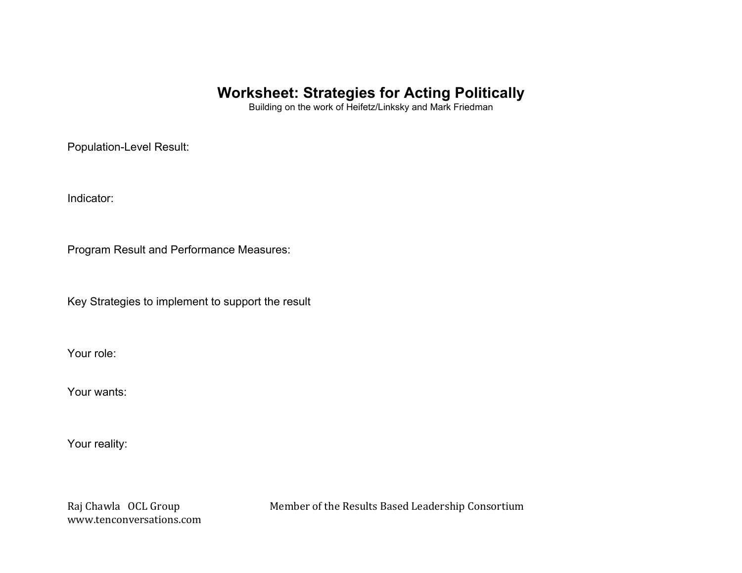# Worksheet: Strategies for Acting Politically

Building on the work of Heifetz/Linksky and Mark Friedman

Population-Level Result:

Indicator:

Program Result and Performance Measures:

Key Strategies to implement to support the result

Your role:

Your wants:

Your reality:

Raj Chawla OCL Group
www.tenconversations.com

Member of the Results Based Leadership Consortium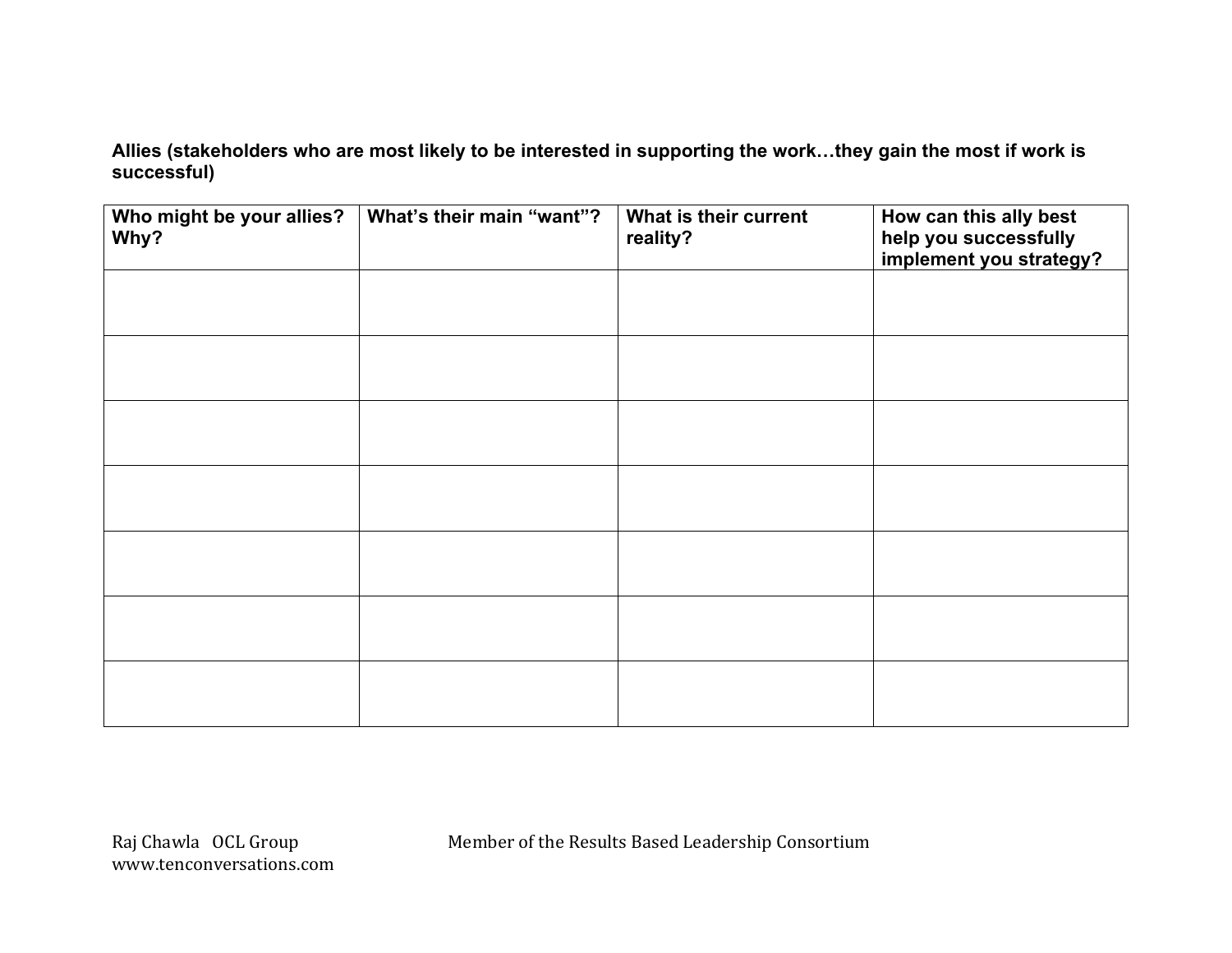**Allies (stakeholders who are most likely to be interested in supporting the work…they gain the most if work is successful)**

| Who might be your allies? Why? | What's their main "want"? | What is their current reality? | How can this ally best help you successfully implement you strategy? |
|---|---|---|---|
| | | | |
| | | | |
| | | | |
| | | | |
| | | | |
| | | | |
| | | | |

Raj Chawla OCL Group
www.tenconversations.com

Member of the Results Based Leadership Consortium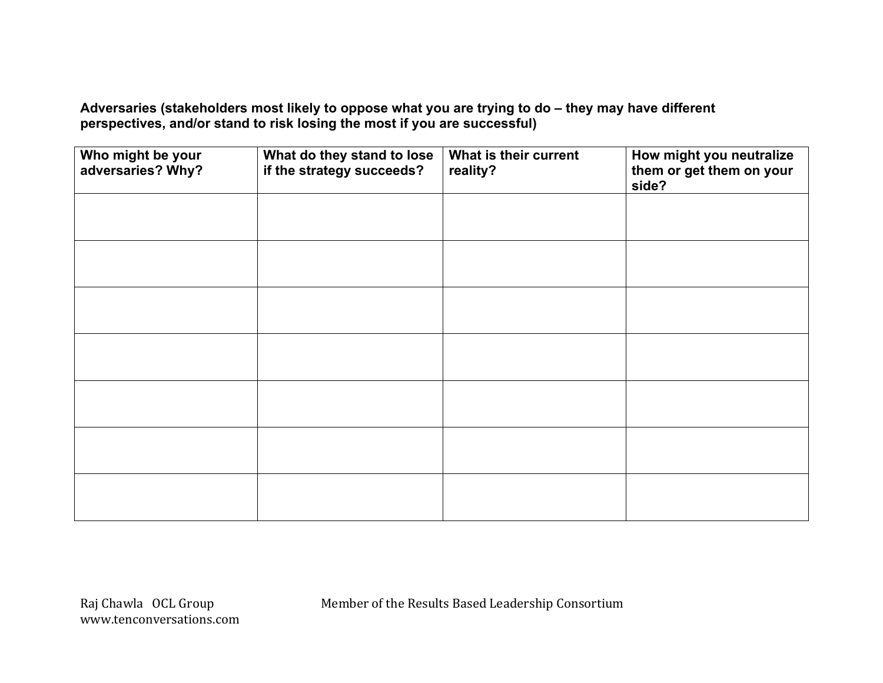**Adversaries (stakeholders most likely to oppose what you are trying to do – they may have different perspectives, and/or stand to risk losing the most if you are successful)**

| Who might be your adversaries? Why? | What do they stand to lose if the strategy succeeds? | What is their current reality? | How might you neutralize them or get them on your side? |
|---|---|---|---|
| | | | |
| | | | |
| | | | |
| | | | |
| | | | |
| | | | |
| | | | |

Raj Chawla OCL Group
www.tenconversations.com

Member of the Results Based Leadership Consortium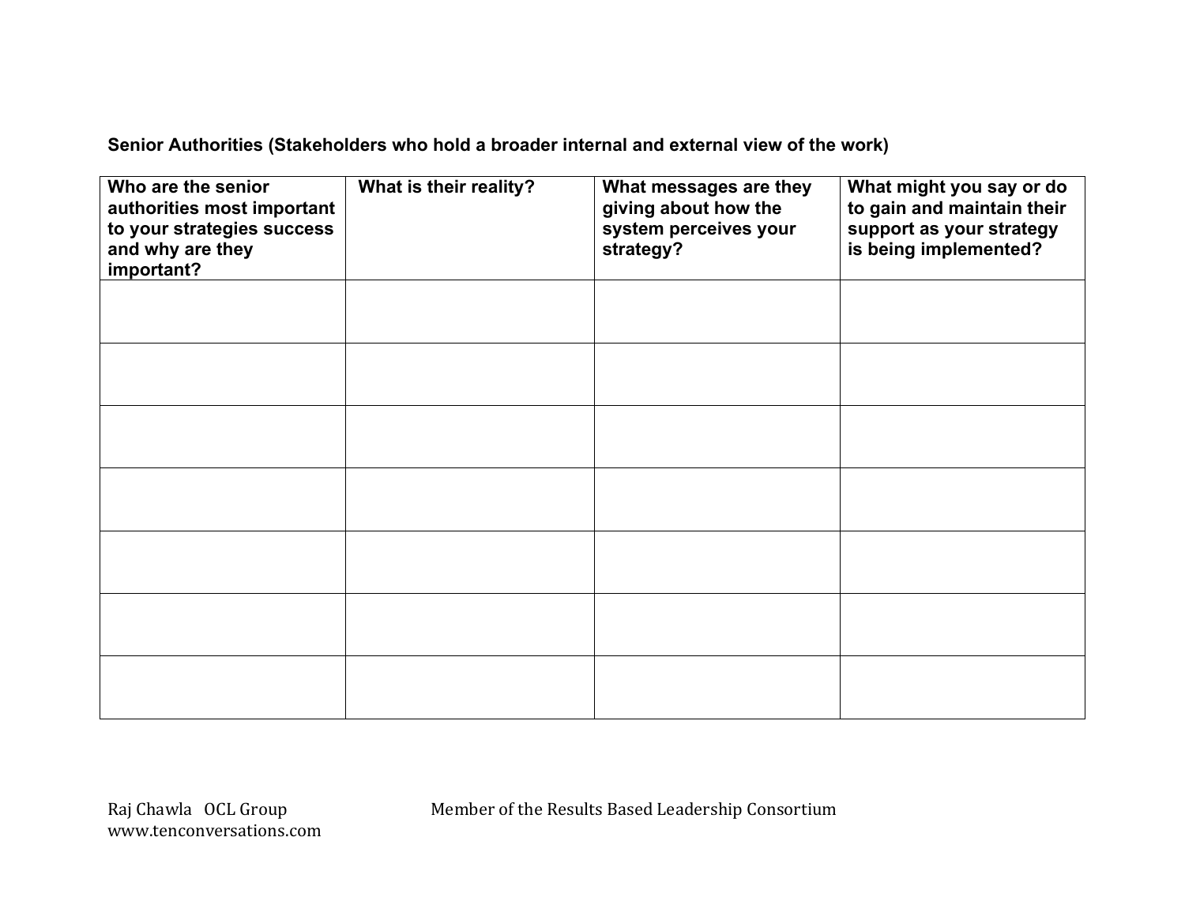**Senior Authorities (Stakeholders who hold a broader internal and external view of the work)**

| Who are the senior authorities most important to your strategies success and why are they important? | What is their reality? | What messages are they giving about how the system perceives your strategy? | What might you say or do to gain and maintain their support as your strategy is being implemented? |
|---|---|---|---|
| | | | |
| | | | |
| | | | |
| | | | |
| | | | |
| | | | |
| | | | |

Raj Chawla OCL Group
www.tenconversations.com

Member of the Results Based Leadership Consortium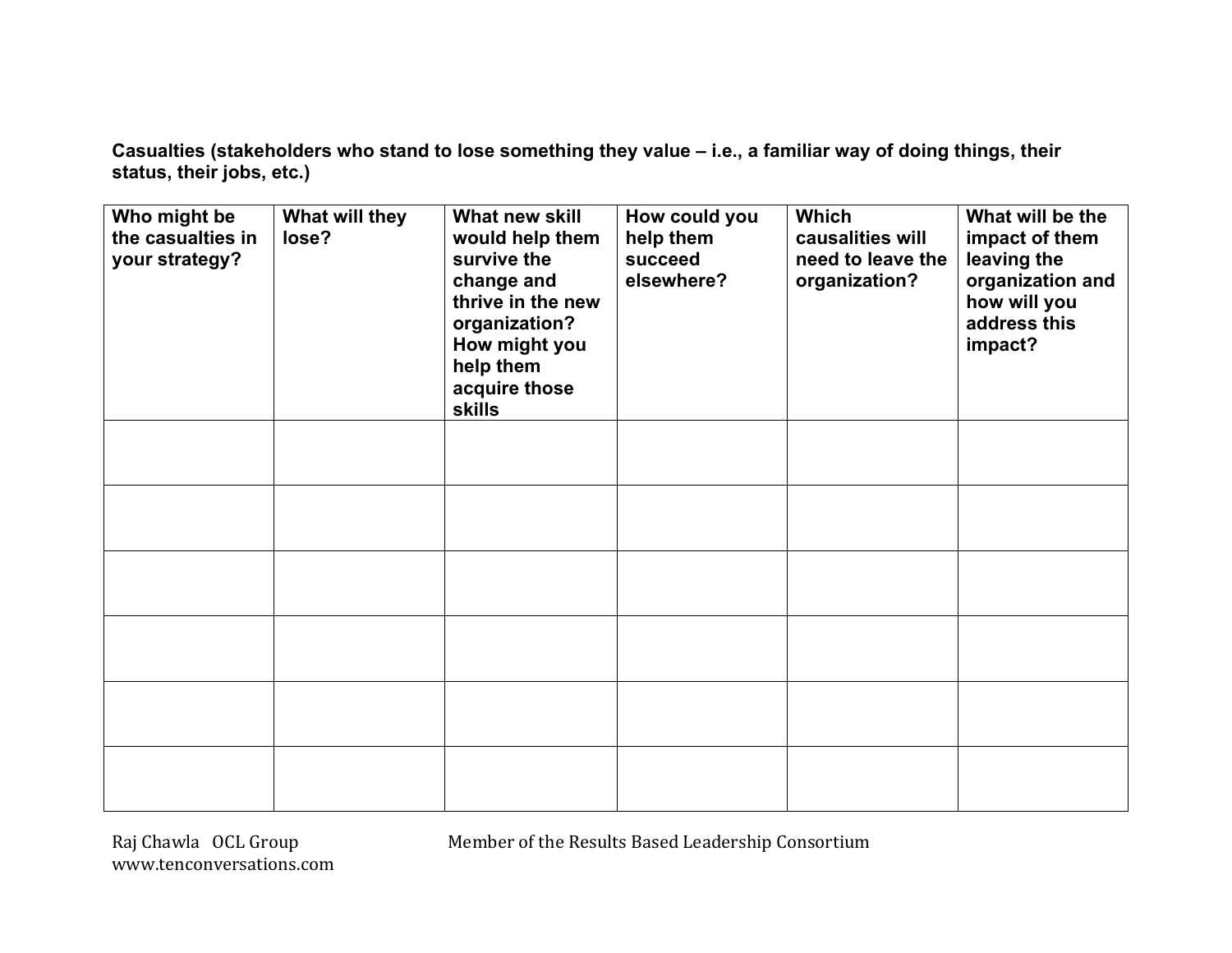**Casualties (stakeholders who stand to lose something they value – i.e., a familiar way of doing things, their status, their jobs, etc.)**

| Who might be the casualties in your strategy? | What will they lose? | What new skill would help them survive the change and thrive in the new organization? How might you help them acquire those skills | How could you help them succeed elsewhere? | Which causalities will need to leave the organization? | What will be the impact of them leaving the organization and how will you address this impact? |
|---|---|---|---|---|---|
| | | | | | |
| | | | | | |
| | | | | | |
| | | | | | |
| | | | | | |
| | | | | | |

Raj Chawla OCL Group
www.tenconversations.com

Member of the Results Based Leadership Consortium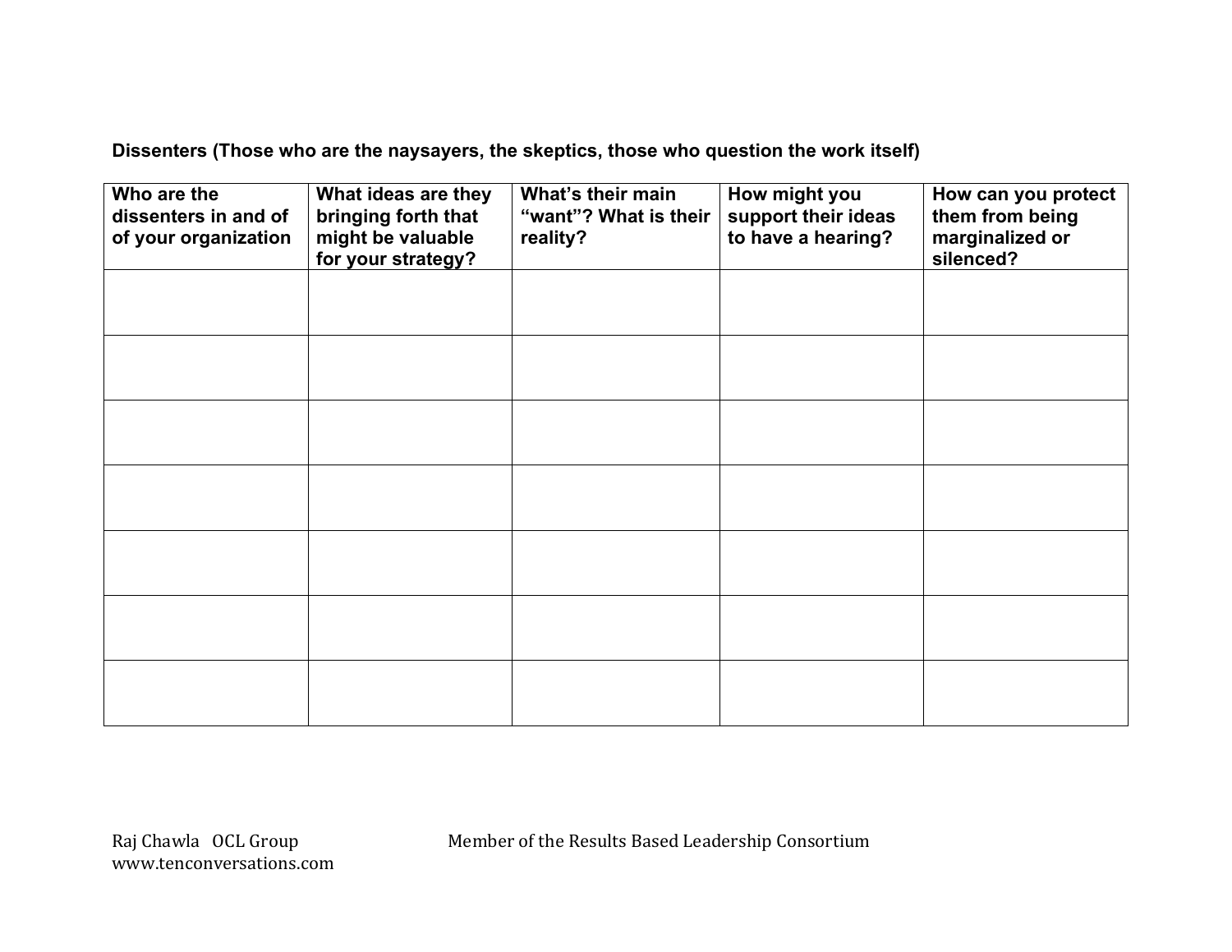**Dissenters (Those who are the naysayers, the skeptics, those who question the work itself)**

| Who are the dissenters in and of of your organization | What ideas are they bringing forth that might be valuable for your strategy? | What's their main "want"? What is their reality? | How might you support their ideas to have a hearing? | How can you protect them from being marginalized or silenced? |
|---|---|---|---|---|
| | | | | |
| | | | | |
| | | | | |
| | | | | |
| | | | | |
| | | | | |
| | | | | |

Raj Chawla OCL Group
www.tenconversations.com

Member of the Results Based Leadership Consortium